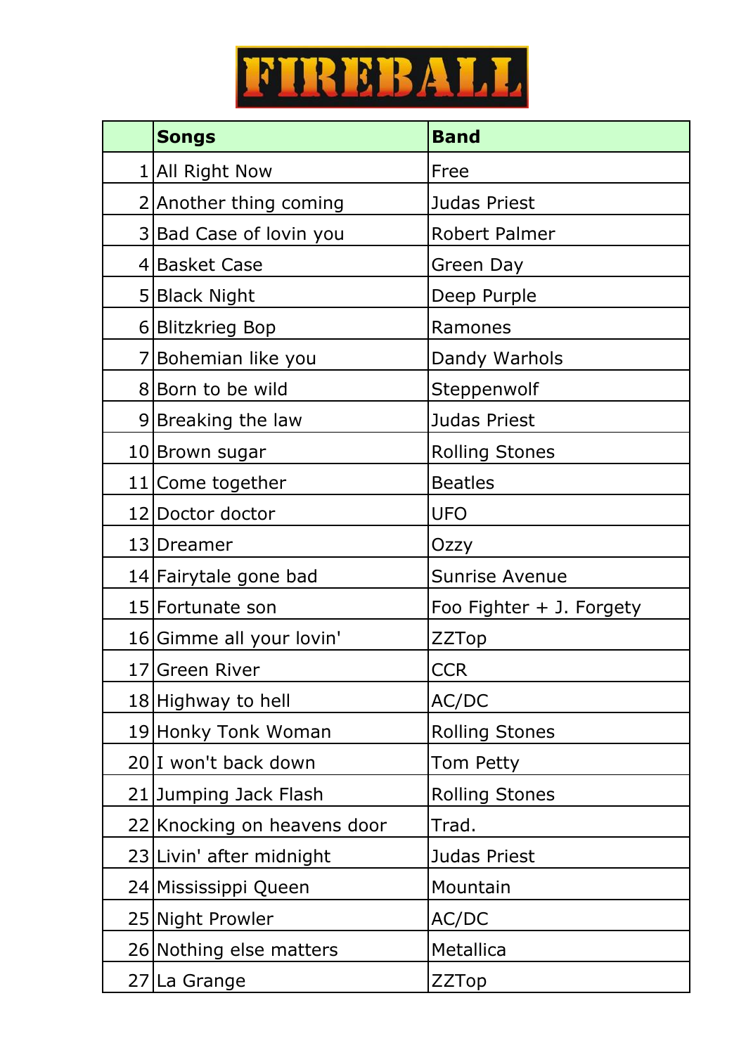# FIREBALL

| | Songs | Band |
|---|---|---|
| 1 | All Right Now | Free |
| 2 | Another thing coming | Judas Priest |
| 3 | Bad Case of lovin you | Robert Palmer |
| 4 | Basket Case | Green Day |
| 5 | Black Night | Deep Purple |
| 6 | Blitzkrieg Bop | Ramones |
| 7 | Bohemian like you | Dandy Warhols |
| 8 | Born to be wild | Steppenwolf |
| 9 | Breaking the law | Judas Priest |
| 10 | Brown sugar | Rolling Stones |
| 11 | Come together | Beatles |
| 12 | Doctor doctor | UFO |
| 13 | Dreamer | Ozzy |
| 14 | Fairytale gone bad | Sunrise Avenue |
| 15 | Fortunate son | Foo Fighter + J. Forgety |
| 16 | Gimme all your lovin' | ZZTop |
| 17 | Green River | CCR |
| 18 | Highway to hell | AC/DC |
| 19 | Honky Tonk Woman | Rolling Stones |
| 20 | I won't back down | Tom Petty |
| 21 | Jumping Jack Flash | Rolling Stones |
| 22 | Knocking on heavens door | Trad. |
| 23 | Livin' after midnight | Judas Priest |
| 24 | Mississippi Queen | Mountain |
| 25 | Night Prowler | AC/DC |
| 26 | Nothing else matters | Metallica |
| 27 | La Grange | ZZTop |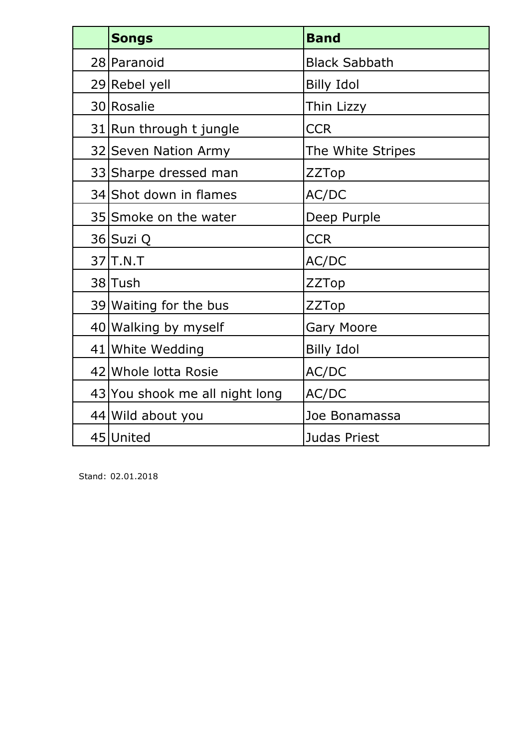| | Songs | Band |
|---|---|---|
| 28 | Paranoid | Black Sabbath |
| 29 | Rebel yell | Billy Idol |
| 30 | Rosalie | Thin Lizzy |
| 31 | Run through t jungle | CCR |
| 32 | Seven Nation Army | The White Stripes |
| 33 | Sharpe dressed man | ZZTop |
| 34 | Shot down in flames | AC/DC |
| 35 | Smoke on the water | Deep Purple |
| 36 | Suzi Q | CCR |
| 37 | T.N.T | AC/DC |
| 38 | Tush | ZZTop |
| 39 | Waiting for the bus | ZZTop |
| 40 | Walking by myself | Gary Moore |
| 41 | White Wedding | Billy Idol |
| 42 | Whole lotta Rosie | AC/DC |
| 43 | You shook me all night long | AC/DC |
| 44 | Wild about you | Joe Bonamassa |
| 45 | United | Judas Priest |

Stand: 02.01.2018